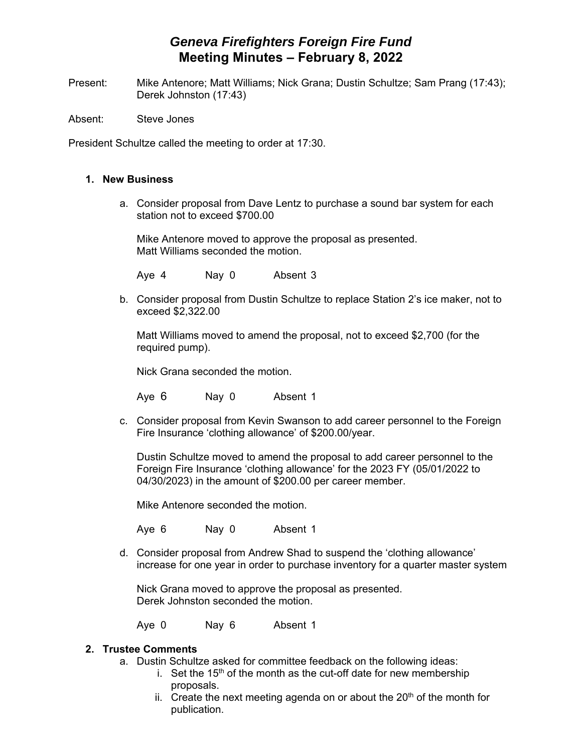# *Geneva Firefighters Foreign Fire Fund*
# Meeting Minutes – February 8, 2022

Present: Mike Antenore; Matt Williams; Nick Grana; Dustin Schultze; Sam Prang (17:43); Derek Johnston (17:43)

Absent: Steve Jones

President Schultze called the meeting to order at 17:30.

1. **New Business**

   a. Consider proposal from Dave Lentz to purchase a sound bar system for each station not to exceed $700.00

      Mike Antenore moved to approve the proposal as presented.
      Matt Williams seconded the motion.

      Aye 4 Nay 0 Absent 3

   b. Consider proposal from Dustin Schultze to replace Station 2's ice maker, not to exceed $2,322.00

      Matt Williams moved to amend the proposal, not to exceed $2,700 (for the required pump).

      Nick Grana seconded the motion.

      Aye 6 Nay 0 Absent 1

   c. Consider proposal from Kevin Swanson to add career personnel to the Foreign Fire Insurance 'clothing allowance' of $200.00/year.

      Dustin Schultze moved to amend the proposal to add career personnel to the Foreign Fire Insurance 'clothing allowance' for the 2023 FY (05/01/2022 to 04/30/2023) in the amount of $200.00 per career member.

      Mike Antenore seconded the motion.

      Aye 6 Nay 0 Absent 1

   d. Consider proposal from Andrew Shad to suspend the 'clothing allowance' increase for one year in order to purchase inventory for a quarter master system

      Nick Grana moved to approve the proposal as presented.
      Derek Johnston seconded the motion.

      Aye 0 Nay 6 Absent 1

2. **Trustee Comments**

   a. Dustin Schultze asked for committee feedback on the following ideas:

      i. Set the 15th of the month as the cut-off date for new membership proposals.

      ii. Create the next meeting agenda on or about the 20th of the month for publication.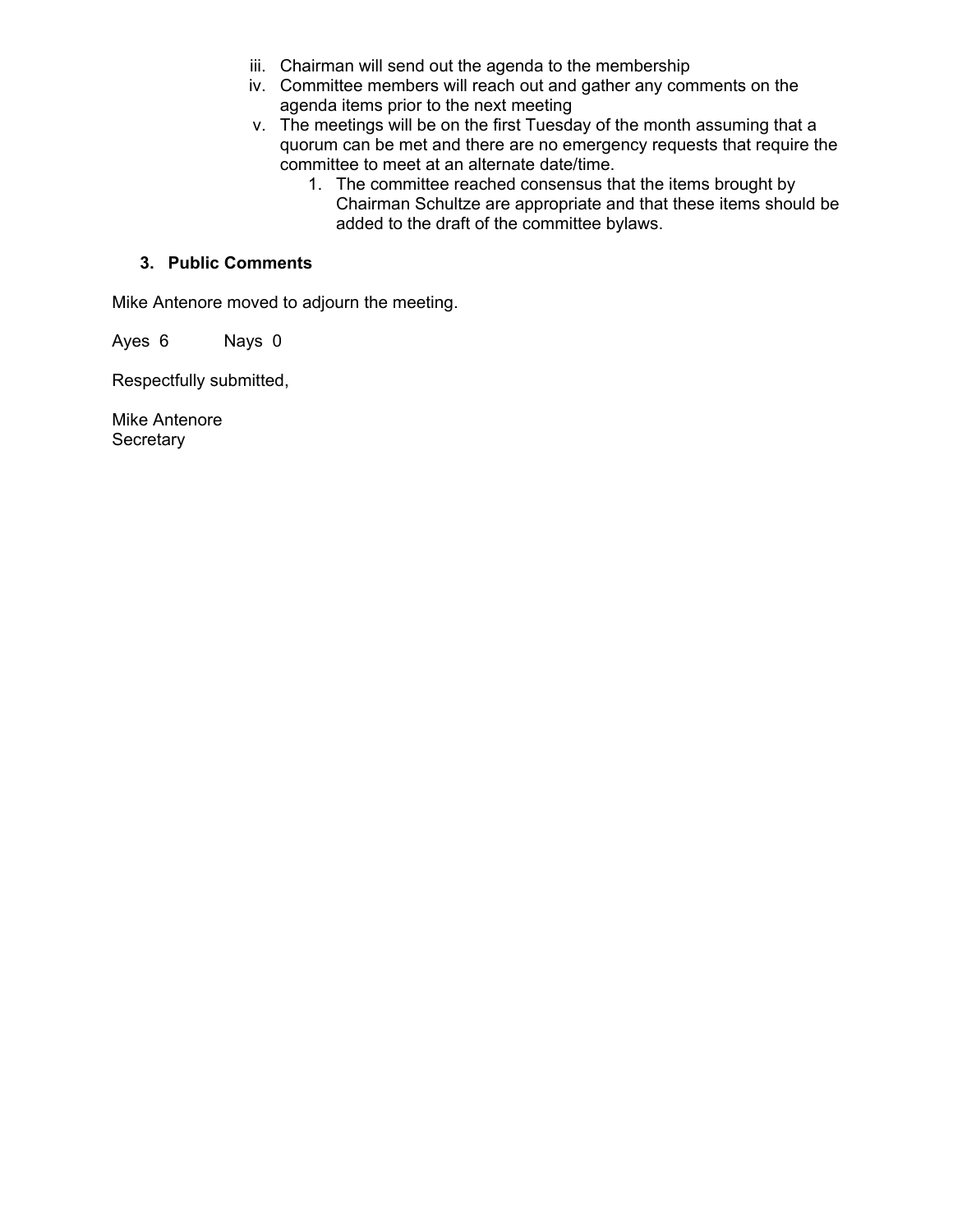iii. Chairman will send out the agenda to the membership
   iv. Committee members will reach out and gather any comments on the agenda items prior to the next meeting
   v. The meetings will be on the first Tuesday of the month assuming that a quorum can be met and there are no emergency requests that require the committee to meet at an alternate date/time.
      1. The committee reached consensus that the items brought by Chairman Schultze are appropriate and that these items should be added to the draft of the committee bylaws.

**3. Public Comments**

Mike Antenore moved to adjourn the meeting.

Ayes 6 Nays 0

Respectfully submitted,

Mike Antenore
Secretary